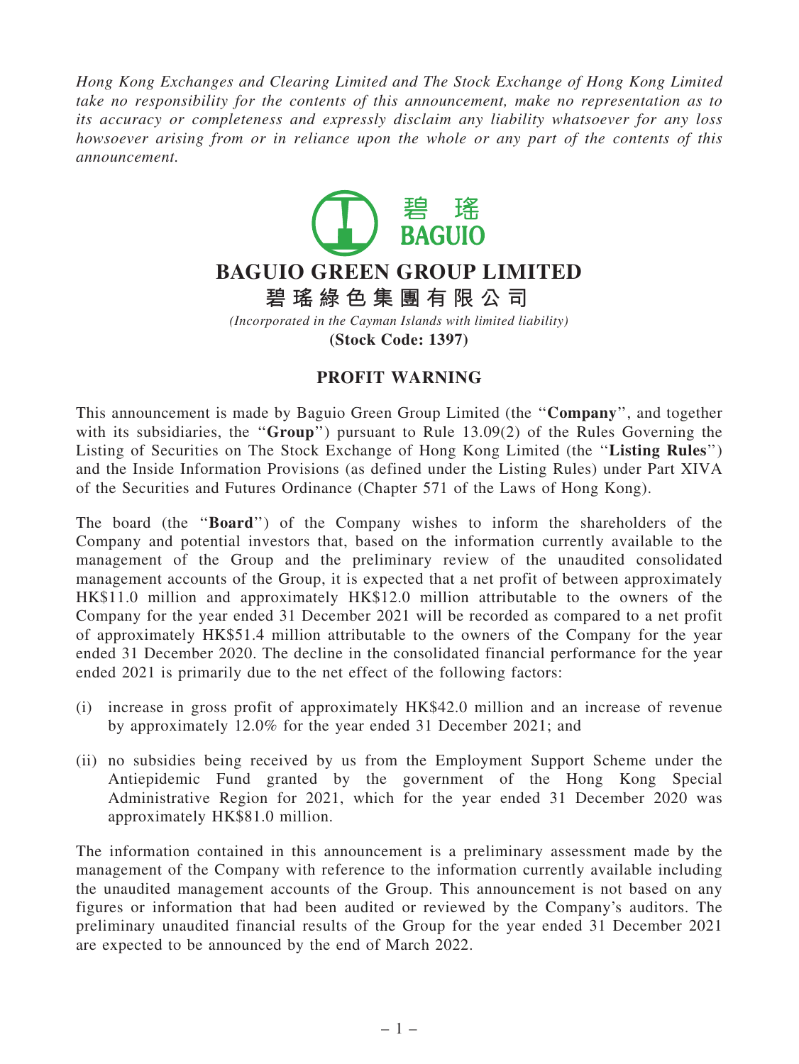*Hong Kong Exchanges and Clearing Limited and The Stock Exchange of Hong Kong Limited take no responsibility for the contents of this announcement, make no representation as to its accuracy or completeness and expressly disclaim any liability whatsoever for any loss howsoever arising from or in reliance upon the whole or any part of the contents of this announcement.*

碧瑤
BAGUIO

# BAGUIO GREEN GROUP LIMITED

# 碧瑤綠色集團有限公司

*(Incorporated in the Cayman Islands with limited liability)*

**(Stock Code: 1397)**

## PROFIT WARNING

This announcement is made by Baguio Green Group Limited (the "**Company**", and together with its subsidiaries, the "**Group**") pursuant to Rule 13.09(2) of the Rules Governing the Listing of Securities on The Stock Exchange of Hong Kong Limited (the "**Listing Rules**") and the Inside Information Provisions (as defined under the Listing Rules) under Part XIVA of the Securities and Futures Ordinance (Chapter 571 of the Laws of Hong Kong).

The board (the "**Board**") of the Company wishes to inform the shareholders of the Company and potential investors that, based on the information currently available to the management of the Group and the preliminary review of the unaudited consolidated management accounts of the Group, it is expected that a net profit of between approximately HK$11.0 million and approximately HK$12.0 million attributable to the owners of the Company for the year ended 31 December 2021 will be recorded as compared to a net profit of approximately HK$51.4 million attributable to the owners of the Company for the year ended 31 December 2020. The decline in the consolidated financial performance for the year ended 2021 is primarily due to the net effect of the following factors:

(i) increase in gross profit of approximately HK$42.0 million and an increase of revenue by approximately 12.0% for the year ended 31 December 2021; and

(ii) no subsidies being received by us from the Employment Support Scheme under the Antiepidemic Fund granted by the government of the Hong Kong Special Administrative Region for 2021, which for the year ended 31 December 2020 was approximately HK$81.0 million.

The information contained in this announcement is a preliminary assessment made by the management of the Company with reference to the information currently available including the unaudited management accounts of the Group. This announcement is not based on any figures or information that had been audited or reviewed by the Company's auditors. The preliminary unaudited financial results of the Group for the year ended 31 December 2021 are expected to be announced by the end of March 2022.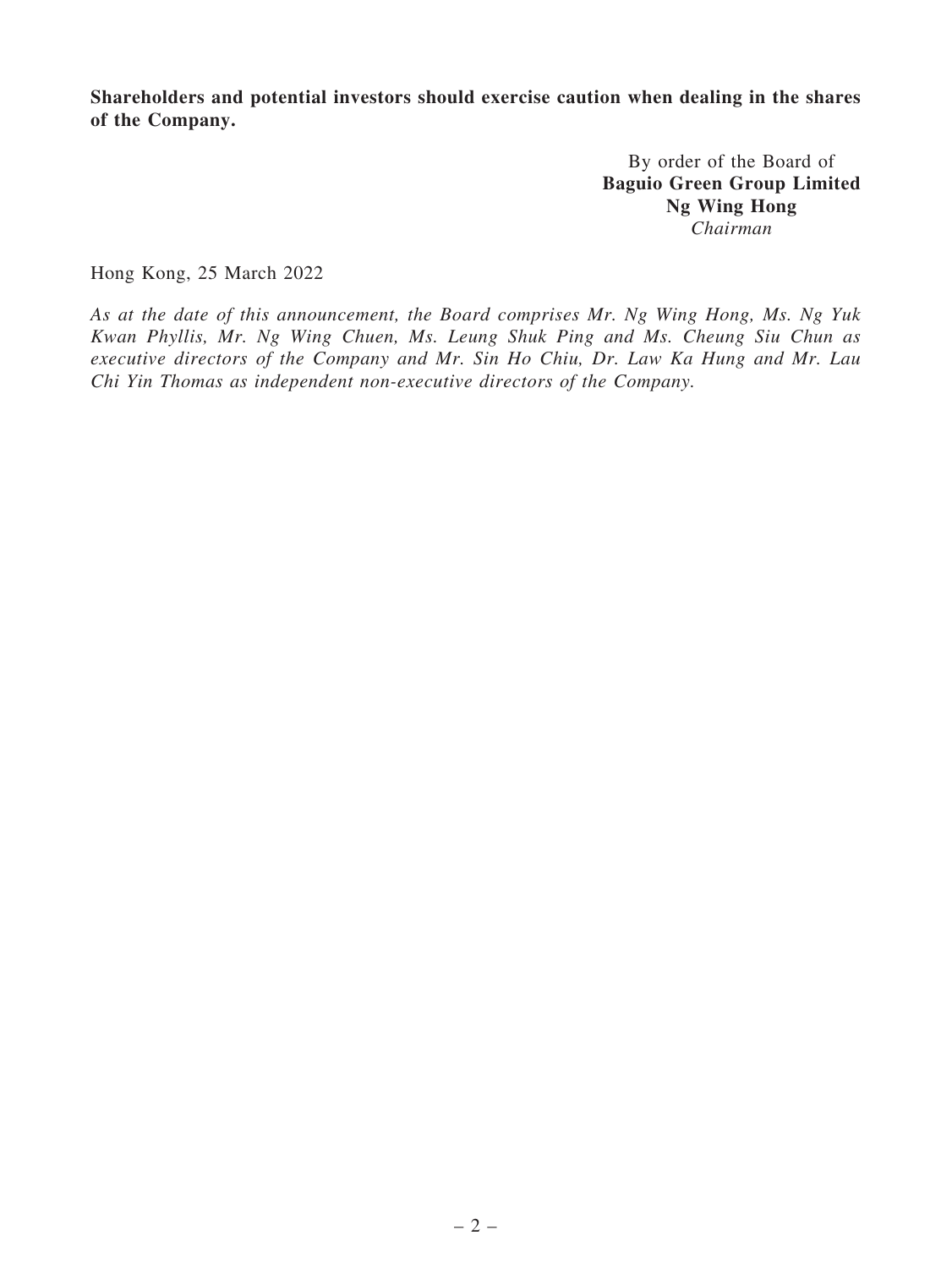**Shareholders and potential investors should exercise caution when dealing in the shares of the Company.**

By order of the Board of
**Baguio Green Group Limited**
**Ng Wing Hong**
*Chairman*

Hong Kong, 25 March 2022

*As at the date of this announcement, the Board comprises Mr. Ng Wing Hong, Ms. Ng Yuk Kwan Phyllis, Mr. Ng Wing Chuen, Ms. Leung Shuk Ping and Ms. Cheung Siu Chun as executive directors of the Company and Mr. Sin Ho Chiu, Dr. Law Ka Hung and Mr. Lau Chi Yin Thomas as independent non-executive directors of the Company.*